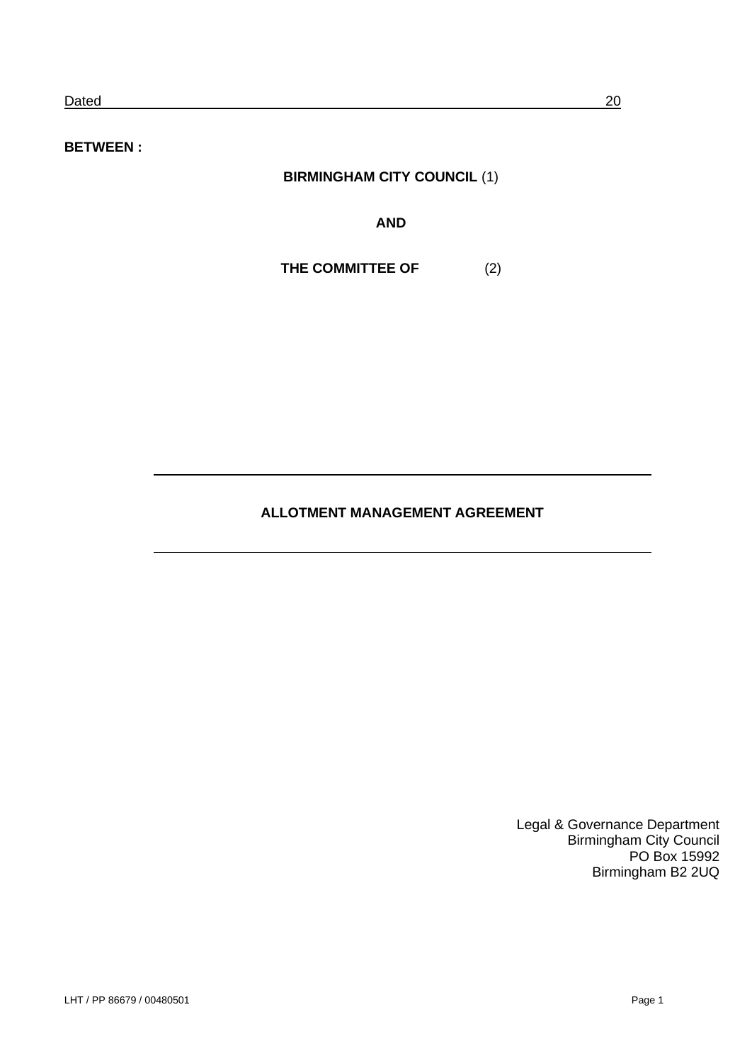Dated 20

**BETWEEN :**

**BIRMINGHAM CITY COUNCIL** (1)

**AND**

**THE COMMITTEE OF** (2)

---

**ALLOTMENT MANAGEMENT AGREEMENT**

---

Legal & Governance Department
Birmingham City Council
PO Box 15992
Birmingham B2 2UQ

LHT / PP 86679 / 00480501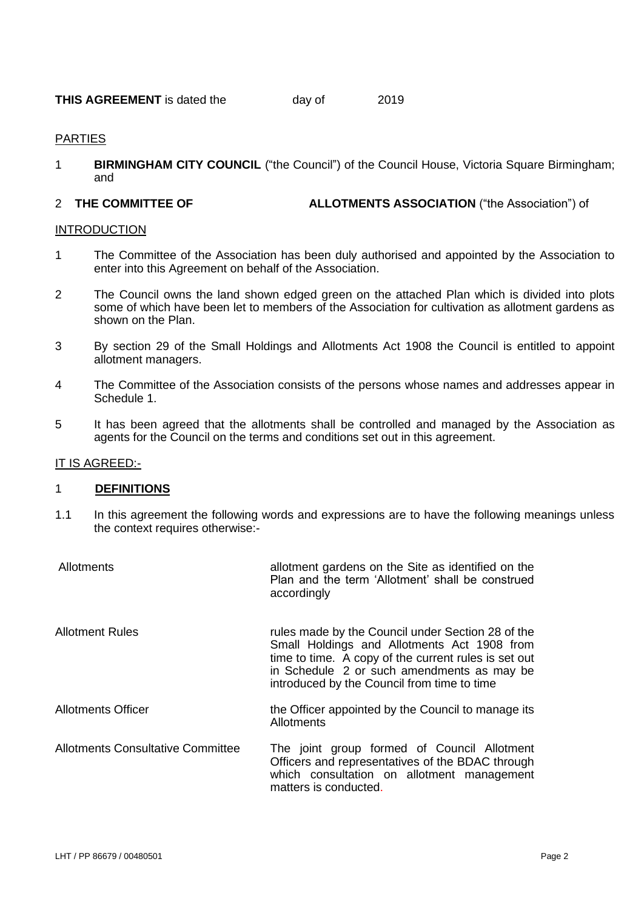**THIS AGREEMENT** is dated the day of 2019

PARTIES

1 **BIRMINGHAM CITY COUNCIL** ("the Council") of the Council House, Victoria Square Birmingham; and

2 **THE COMMITTEE OF ALLOTMENTS ASSOCIATION** ("the Association") of

INTRODUCTION

1 The Committee of the Association has been duly authorised and appointed by the Association to enter into this Agreement on behalf of the Association.

2 The Council owns the land shown edged green on the attached Plan which is divided into plots some of which have been let to members of the Association for cultivation as allotment gardens as shown on the Plan.

3 By section 29 of the Small Holdings and Allotments Act 1908 the Council is entitled to appoint allotment managers.

4 The Committee of the Association consists of the persons whose names and addresses appear in Schedule 1.

5 It has been agreed that the allotments shall be controlled and managed by the Association as agents for the Council on the terms and conditions set out in this agreement.

IT IS AGREED:-

## 1 DEFINITIONS

1.1 In this agreement the following words and expressions are to have the following meanings unless the context requires otherwise:-

| | |
|---|---|
| Allotments | allotment gardens on the Site as identified on the Plan and the term 'Allotment' shall be construed accordingly |
| Allotment Rules | rules made by the Council under Section 28 of the Small Holdings and Allotments Act 1908 from time to time. A copy of the current rules is set out in Schedule 2 or such amendments as may be introduced by the Council from time to time |
| Allotments Officer | the Officer appointed by the Council to manage its Allotments |
| Allotments Consultative Committee | The joint group formed of Council Allotment Officers and representatives of the BDAC through which consultation on allotment management matters is conducted. |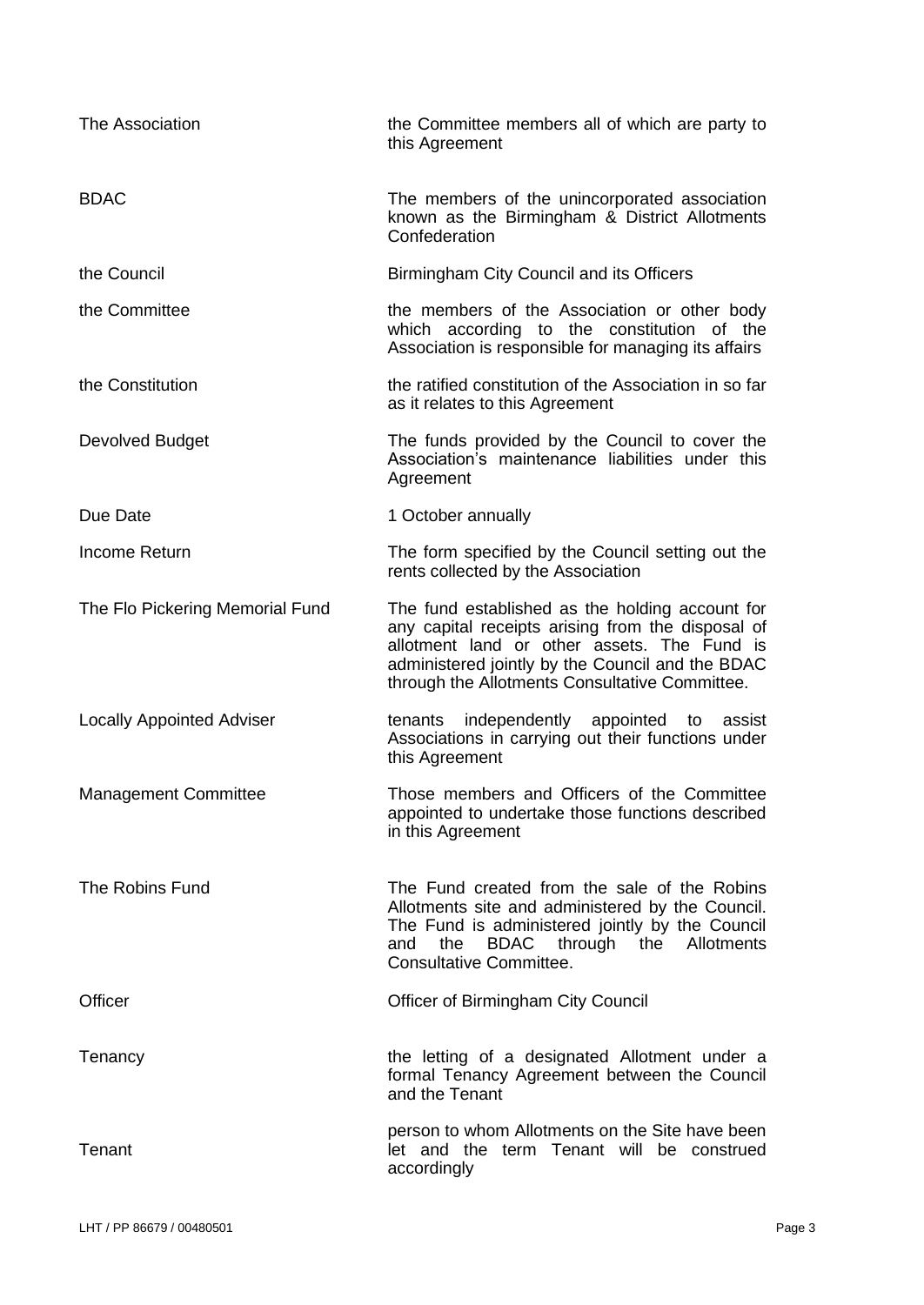| | |
|---|---|
| The Association | the Committee members all of which are party to this Agreement |
| BDAC | The members of the unincorporated association known as the Birmingham & District Allotments Confederation |
| the Council | Birmingham City Council and its Officers |
| the Committee | the members of the Association or other body which according to the constitution of the Association is responsible for managing its affairs |
| the Constitution | the ratified constitution of the Association in so far as it relates to this Agreement |
| Devolved Budget | The funds provided by the Council to cover the Association's maintenance liabilities under this Agreement |
| Due Date | 1 October annually |
| Income Return | The form specified by the Council setting out the rents collected by the Association |
| The Flo Pickering Memorial Fund | The fund established as the holding account for any capital receipts arising from the disposal of allotment land or other assets. The Fund is administered jointly by the Council and the BDAC through the Allotments Consultative Committee. |
| Locally Appointed Adviser | tenants independently appointed to assist Associations in carrying out their functions under this Agreement |
| Management Committee | Those members and Officers of the Committee appointed to undertake those functions described in this Agreement |
| The Robins Fund | The Fund created from the sale of the Robins Allotments site and administered by the Council. The Fund is administered jointly by the Council and the BDAC through the Allotments Consultative Committee. |
| Officer | Officer of Birmingham City Council |
| Tenancy | the letting of a designated Allotment under a formal Tenancy Agreement between the Council and the Tenant |
| Tenant | person to whom Allotments on the Site have been let and the term Tenant will be construed accordingly |

LHT / PP 86679 / 00480501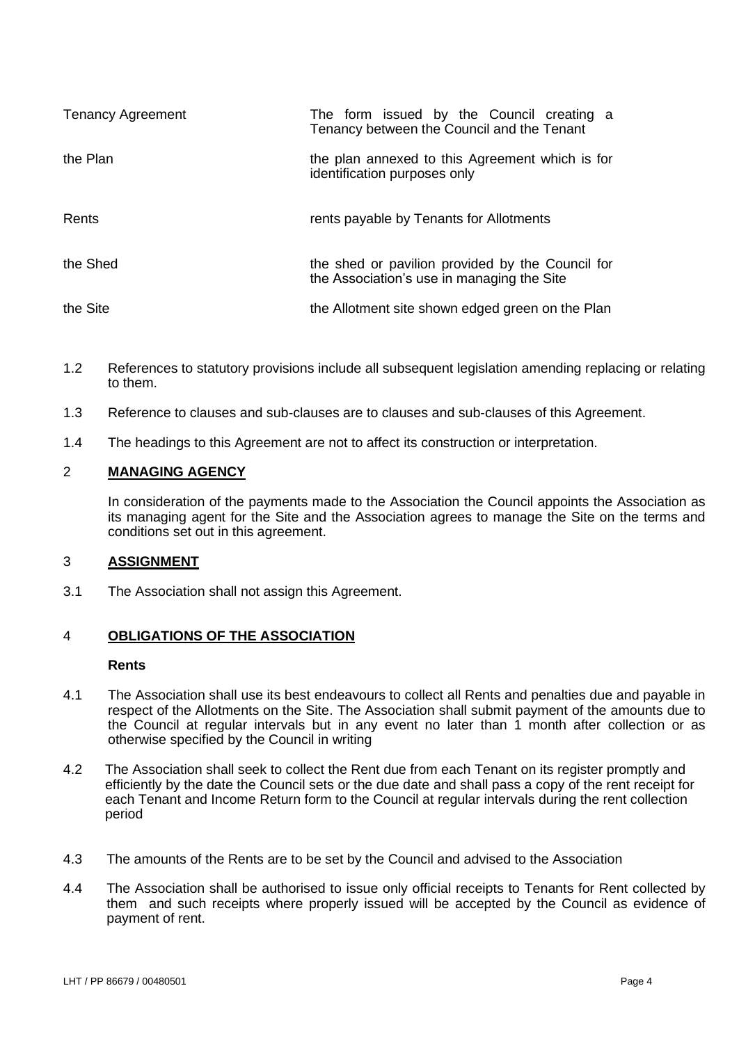| | |
|---|---|
| Tenancy Agreement | The form issued by the Council creating a Tenancy between the Council and the Tenant |
| the Plan | the plan annexed to this Agreement which is for identification purposes only |
| Rents | rents payable by Tenants for Allotments |
| the Shed | the shed or pavilion provided by the Council for the Association's use in managing the Site |
| the Site | the Allotment site shown edged green on the Plan |

1.2 References to statutory provisions include all subsequent legislation amending replacing or relating to them.

1.3 Reference to clauses and sub-clauses are to clauses and sub-clauses of this Agreement.

1.4 The headings to this Agreement are not to affect its construction or interpretation.

## 2 MANAGING AGENCY

In consideration of the payments made to the Association the Council appoints the Association as its managing agent for the Site and the Association agrees to manage the Site on the terms and conditions set out in this agreement.

## 3 ASSIGNMENT

3.1 The Association shall not assign this Agreement.

## 4 OBLIGATIONS OF THE ASSOCIATION

**Rents**

4.1 The Association shall use its best endeavours to collect all Rents and penalties due and payable in respect of the Allotments on the Site. The Association shall submit payment of the amounts due to the Council at regular intervals but in any event no later than 1 month after collection or as otherwise specified by the Council in writing

4.2 The Association shall seek to collect the Rent due from each Tenant on its register promptly and efficiently by the date the Council sets or the due date and shall pass a copy of the rent receipt for each Tenant and Income Return form to the Council at regular intervals during the rent collection period

4.3 The amounts of the Rents are to be set by the Council and advised to the Association

4.4 The Association shall be authorised to issue only official receipts to Tenants for Rent collected by them and such receipts where properly issued will be accepted by the Council as evidence of payment of rent.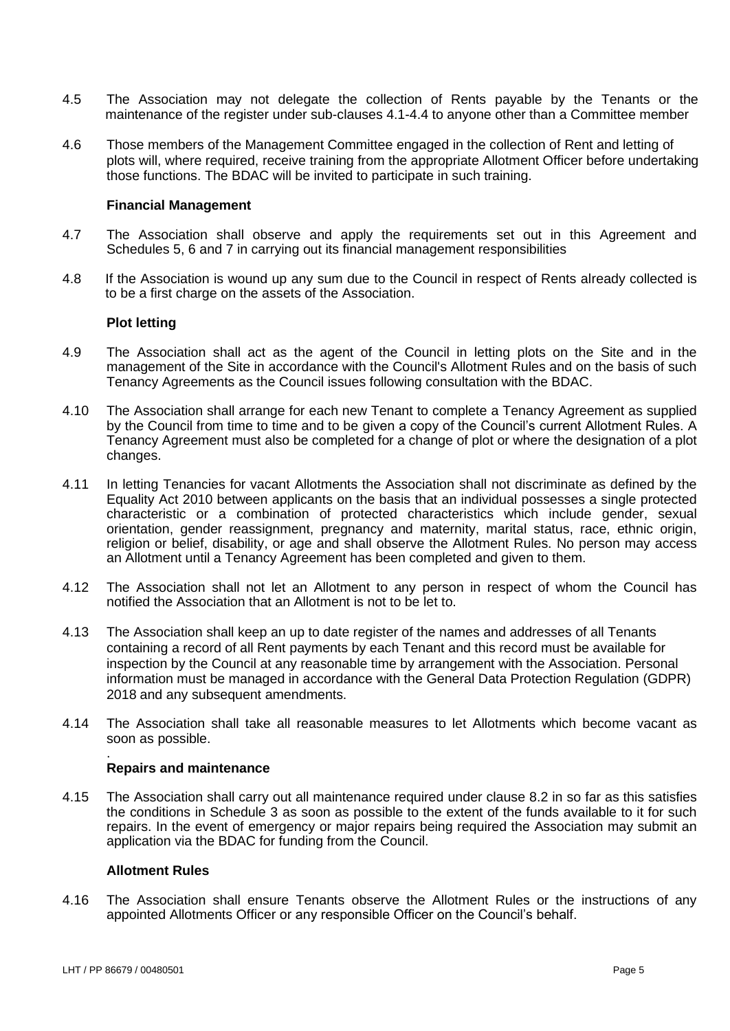4.5 The Association may not delegate the collection of Rents payable by the Tenants or the maintenance of the register under sub-clauses 4.1-4.4 to anyone other than a Committee member

4.6 Those members of the Management Committee engaged in the collection of Rent and letting of plots will, where required, receive training from the appropriate Allotment Officer before undertaking those functions. The BDAC will be invited to participate in such training.

**Financial Management**

4.7 The Association shall observe and apply the requirements set out in this Agreement and Schedules 5, 6 and 7 in carrying out its financial management responsibilities

4.8 If the Association is wound up any sum due to the Council in respect of Rents already collected is to be a first charge on the assets of the Association.

**Plot letting**

4.9 The Association shall act as the agent of the Council in letting plots on the Site and in the management of the Site in accordance with the Council's Allotment Rules and on the basis of such Tenancy Agreements as the Council issues following consultation with the BDAC.

4.10 The Association shall arrange for each new Tenant to complete a Tenancy Agreement as supplied by the Council from time to time and to be given a copy of the Council's current Allotment Rules. A Tenancy Agreement must also be completed for a change of plot or where the designation of a plot changes.

4.11 In letting Tenancies for vacant Allotments the Association shall not discriminate as defined by the Equality Act 2010 between applicants on the basis that an individual possesses a single protected characteristic or a combination of protected characteristics which include gender, sexual orientation, gender reassignment, pregnancy and maternity, marital status, race, ethnic origin, religion or belief, disability, or age and shall observe the Allotment Rules. No person may access an Allotment until a Tenancy Agreement has been completed and given to them.

4.12 The Association shall not let an Allotment to any person in respect of whom the Council has notified the Association that an Allotment is not to be let to.

4.13 The Association shall keep an up to date register of the names and addresses of all Tenants containing a record of all Rent payments by each Tenant and this record must be available for inspection by the Council at any reasonable time by arrangement with the Association. Personal information must be managed in accordance with the General Data Protection Regulation (GDPR) 2018 and any subsequent amendments.

4.14 The Association shall take all reasonable measures to let Allotments which become vacant as soon as possible.

**Repairs and maintenance**

4.15 The Association shall carry out all maintenance required under clause 8.2 in so far as this satisfies the conditions in Schedule 3 as soon as possible to the extent of the funds available to it for such repairs. In the event of emergency or major repairs being required the Association may submit an application via the BDAC for funding from the Council.

**Allotment Rules**

4.16 The Association shall ensure Tenants observe the Allotment Rules or the instructions of any appointed Allotments Officer or any responsible Officer on the Council's behalf.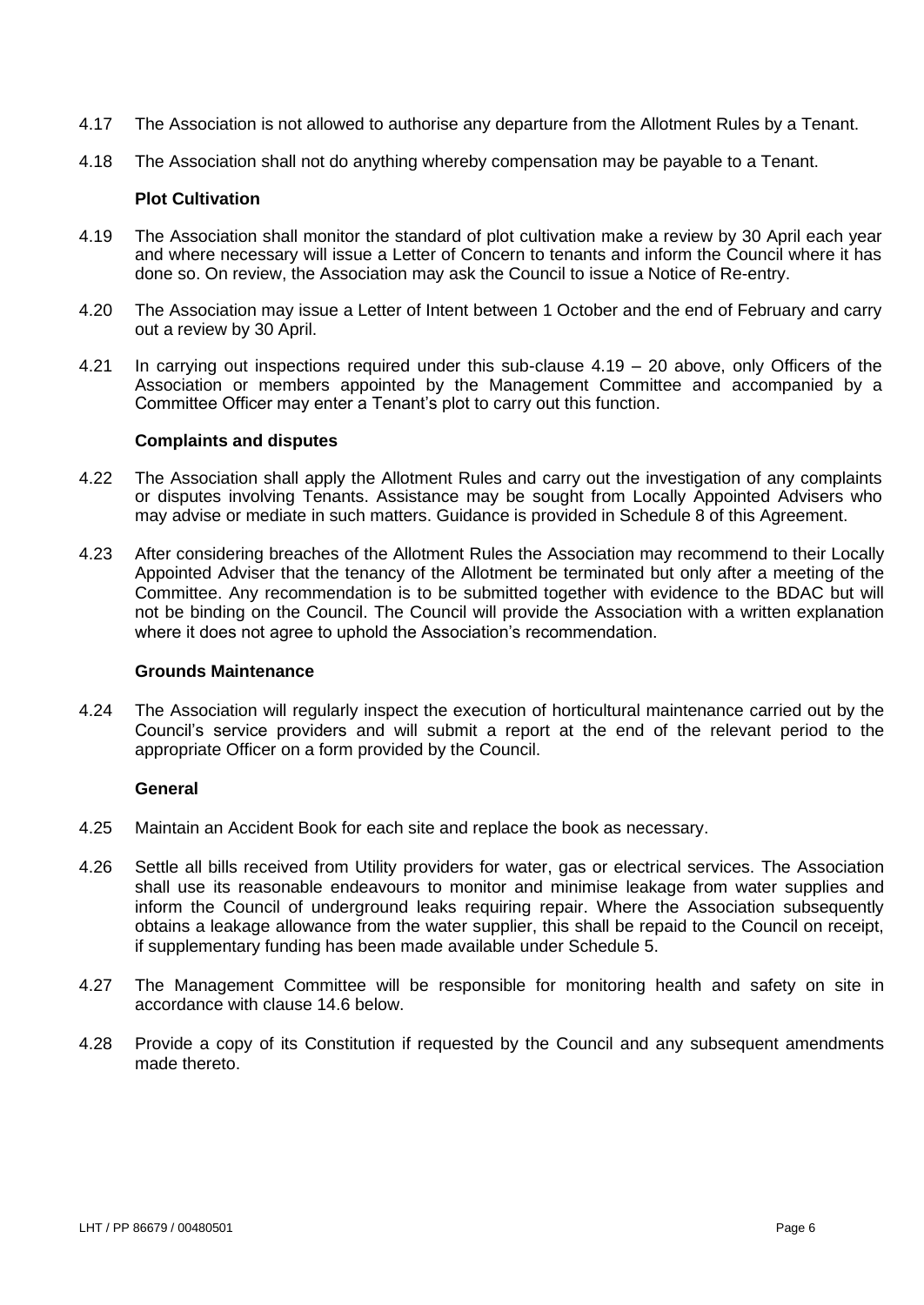4.17 The Association is not allowed to authorise any departure from the Allotment Rules by a Tenant.

4.18 The Association shall not do anything whereby compensation may be payable to a Tenant.

**Plot Cultivation**

4.19 The Association shall monitor the standard of plot cultivation make a review by 30 April each year and where necessary will issue a Letter of Concern to tenants and inform the Council where it has done so. On review, the Association may ask the Council to issue a Notice of Re-entry.

4.20 The Association may issue a Letter of Intent between 1 October and the end of February and carry out a review by 30 April.

4.21 In carrying out inspections required under this sub-clause 4.19 – 20 above, only Officers of the Association or members appointed by the Management Committee and accompanied by a Committee Officer may enter a Tenant's plot to carry out this function.

**Complaints and disputes**

4.22 The Association shall apply the Allotment Rules and carry out the investigation of any complaints or disputes involving Tenants. Assistance may be sought from Locally Appointed Advisers who may advise or mediate in such matters. Guidance is provided in Schedule 8 of this Agreement.

4.23 After considering breaches of the Allotment Rules the Association may recommend to their Locally Appointed Adviser that the tenancy of the Allotment be terminated but only after a meeting of the Committee. Any recommendation is to be submitted together with evidence to the BDAC but will not be binding on the Council. The Council will provide the Association with a written explanation where it does not agree to uphold the Association's recommendation.

**Grounds Maintenance**

4.24 The Association will regularly inspect the execution of horticultural maintenance carried out by the Council's service providers and will submit a report at the end of the relevant period to the appropriate Officer on a form provided by the Council.

**General**

4.25 Maintain an Accident Book for each site and replace the book as necessary.

4.26 Settle all bills received from Utility providers for water, gas or electrical services. The Association shall use its reasonable endeavours to monitor and minimise leakage from water supplies and inform the Council of underground leaks requiring repair. Where the Association subsequently obtains a leakage allowance from the water supplier, this shall be repaid to the Council on receipt, if supplementary funding has been made available under Schedule 5.

4.27 The Management Committee will be responsible for monitoring health and safety on site in accordance with clause 14.6 below.

4.28 Provide a copy of its Constitution if requested by the Council and any subsequent amendments made thereto.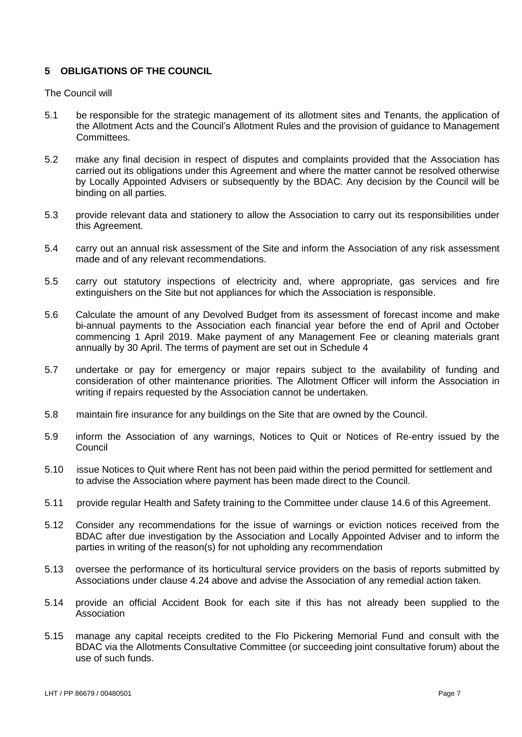## 5 OBLIGATIONS OF THE COUNCIL

The Council will

5.1 be responsible for the strategic management of its allotment sites and Tenants, the application of the Allotment Acts and the Council's Allotment Rules and the provision of guidance to Management Committees.

5.2 make any final decision in respect of disputes and complaints provided that the Association has carried out its obligations under this Agreement and where the matter cannot be resolved otherwise by Locally Appointed Advisers or subsequently by the BDAC. Any decision by the Council will be binding on all parties.

5.3 provide relevant data and stationery to allow the Association to carry out its responsibilities under this Agreement.

5.4 carry out an annual risk assessment of the Site and inform the Association of any risk assessment made and of any relevant recommendations.

5.5 carry out statutory inspections of electricity and, where appropriate, gas services and fire extinguishers on the Site but not appliances for which the Association is responsible.

5.6 Calculate the amount of any Devolved Budget from its assessment of forecast income and make bi-annual payments to the Association each financial year before the end of April and October commencing 1 April 2019. Make payment of any Management Fee or cleaning materials grant annually by 30 April. The terms of payment are set out in Schedule 4

5.7 undertake or pay for emergency or major repairs subject to the availability of funding and consideration of other maintenance priorities. The Allotment Officer will inform the Association in writing if repairs requested by the Association cannot be undertaken.

5.8 maintain fire insurance for any buildings on the Site that are owned by the Council.

5.9 inform the Association of any warnings, Notices to Quit or Notices of Re-entry issued by the Council

5.10 issue Notices to Quit where Rent has not been paid within the period permitted for settlement and to advise the Association where payment has been made direct to the Council.

5.11 provide regular Health and Safety training to the Committee under clause 14.6 of this Agreement.

5.12 Consider any recommendations for the issue of warnings or eviction notices received from the BDAC after due investigation by the Association and Locally Appointed Adviser and to inform the parties in writing of the reason(s) for not upholding any recommendation

5.13 oversee the performance of its horticultural service providers on the basis of reports submitted by Associations under clause 4.24 above and advise the Association of any remedial action taken.

5.14 provide an official Accident Book for each site if this has not already been supplied to the Association

5.15 manage any capital receipts credited to the Flo Pickering Memorial Fund and consult with the BDAC via the Allotments Consultative Committee (or succeeding joint consultative forum) about the use of such funds.

LHT / PP 86679 / 00480501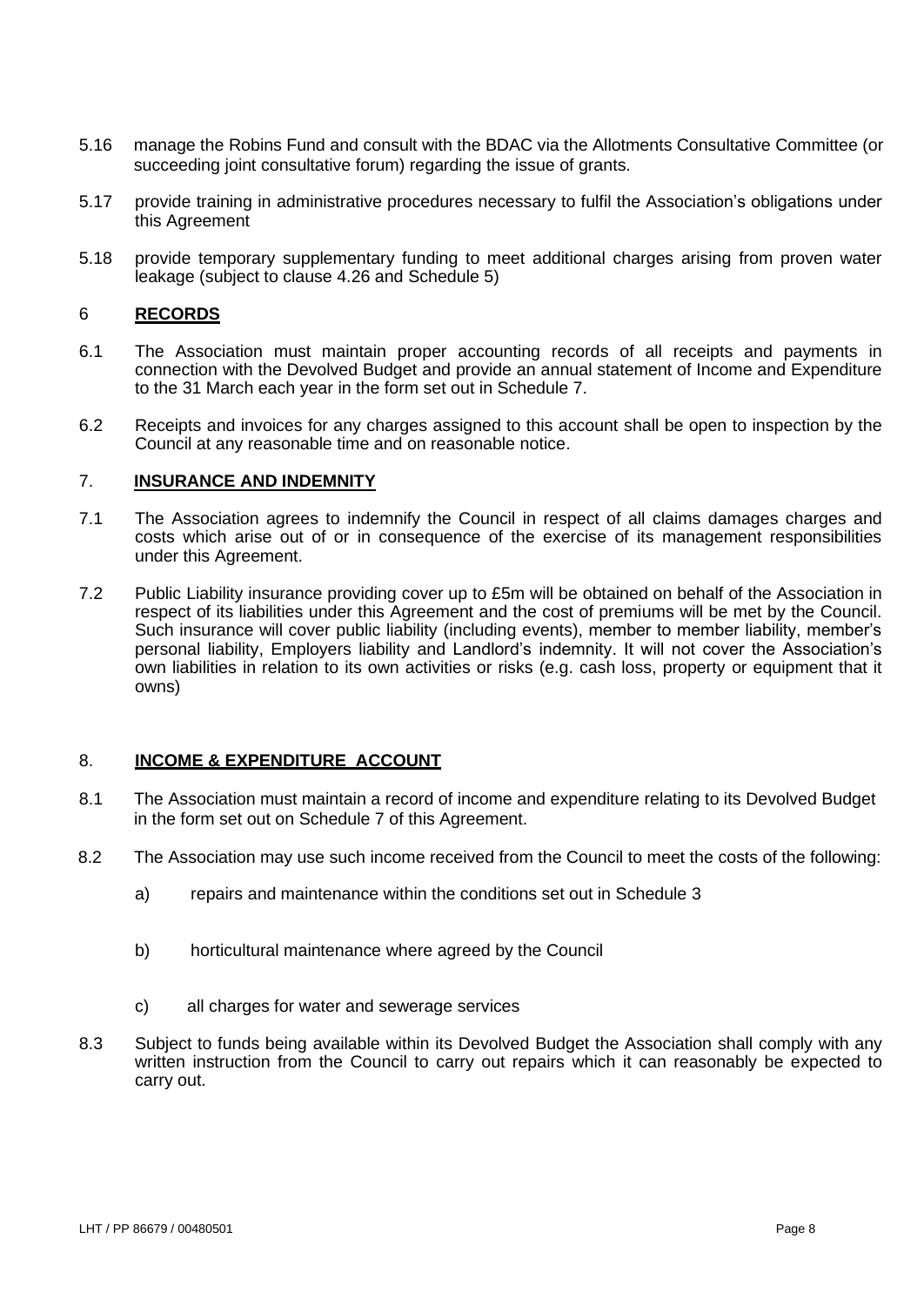5.16 manage the Robins Fund and consult with the BDAC via the Allotments Consultative Committee (or succeeding joint consultative forum) regarding the issue of grants.

5.17 provide training in administrative procedures necessary to fulfil the Association's obligations under this Agreement

5.18 provide temporary supplementary funding to meet additional charges arising from proven water leakage (subject to clause 4.26 and Schedule 5)

## 6 RECORDS

6.1 The Association must maintain proper accounting records of all receipts and payments in connection with the Devolved Budget and provide an annual statement of Income and Expenditure to the 31 March each year in the form set out in Schedule 7.

6.2 Receipts and invoices for any charges assigned to this account shall be open to inspection by the Council at any reasonable time and on reasonable notice.

## 7. INSURANCE AND INDEMNITY

7.1 The Association agrees to indemnify the Council in respect of all claims damages charges and costs which arise out of or in consequence of the exercise of its management responsibilities under this Agreement.

7.2 Public Liability insurance providing cover up to £5m will be obtained on behalf of the Association in respect of its liabilities under this Agreement and the cost of premiums will be met by the Council. Such insurance will cover public liability (including events), member to member liability, member's personal liability, Employers liability and Landlord's indemnity. It will not cover the Association's own liabilities in relation to its own activities or risks (e.g. cash loss, property or equipment that it owns)

## 8. INCOME & EXPENDITURE ACCOUNT

8.1 The Association must maintain a record of income and expenditure relating to its Devolved Budget in the form set out on Schedule 7 of this Agreement.

8.2 The Association may use such income received from the Council to meet the costs of the following:

a) repairs and maintenance within the conditions set out in Schedule 3

b) horticultural maintenance where agreed by the Council

c) all charges for water and sewerage services

8.3 Subject to funds being available within its Devolved Budget the Association shall comply with any written instruction from the Council to carry out repairs which it can reasonably be expected to carry out.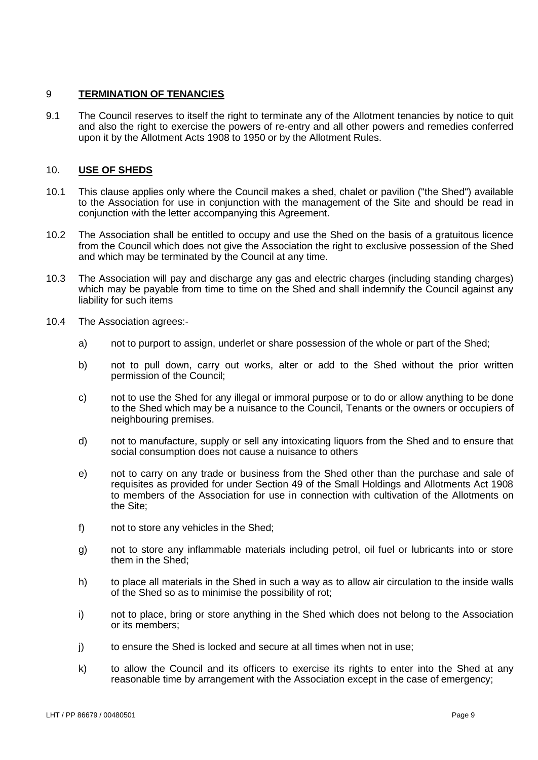## 9 **TERMINATION OF TENANCIES**

9.1 The Council reserves to itself the right to terminate any of the Allotment tenancies by notice to quit and also the right to exercise the powers of re-entry and all other powers and remedies conferred upon it by the Allotment Acts 1908 to 1950 or by the Allotment Rules.

## 10. **USE OF SHEDS**

10.1 This clause applies only where the Council makes a shed, chalet or pavilion ("the Shed") available to the Association for use in conjunction with the management of the Site and should be read in conjunction with the letter accompanying this Agreement.

10.2 The Association shall be entitled to occupy and use the Shed on the basis of a gratuitous licence from the Council which does not give the Association the right to exclusive possession of the Shed and which may be terminated by the Council at any time.

10.3 The Association will pay and discharge any gas and electric charges (including standing charges) which may be payable from time to time on the Shed and shall indemnify the Council against any liability for such items

10.4 The Association agrees:-

a) not to purport to assign, underlet or share possession of the whole or part of the Shed;

b) not to pull down, carry out works, alter or add to the Shed without the prior written permission of the Council;

c) not to use the Shed for any illegal or immoral purpose or to do or allow anything to be done to the Shed which may be a nuisance to the Council, Tenants or the owners or occupiers of neighbouring premises.

d) not to manufacture, supply or sell any intoxicating liquors from the Shed and to ensure that social consumption does not cause a nuisance to others

e) not to carry on any trade or business from the Shed other than the purchase and sale of requisites as provided for under Section 49 of the Small Holdings and Allotments Act 1908 to members of the Association for use in connection with cultivation of the Allotments on the Site;

f) not to store any vehicles in the Shed;

g) not to store any inflammable materials including petrol, oil fuel or lubricants into or store them in the Shed;

h) to place all materials in the Shed in such a way as to allow air circulation to the inside walls of the Shed so as to minimise the possibility of rot;

i) not to place, bring or store anything in the Shed which does not belong to the Association or its members;

j) to ensure the Shed is locked and secure at all times when not in use;

k) to allow the Council and its officers to exercise its rights to enter into the Shed at any reasonable time by arrangement with the Association except in the case of emergency;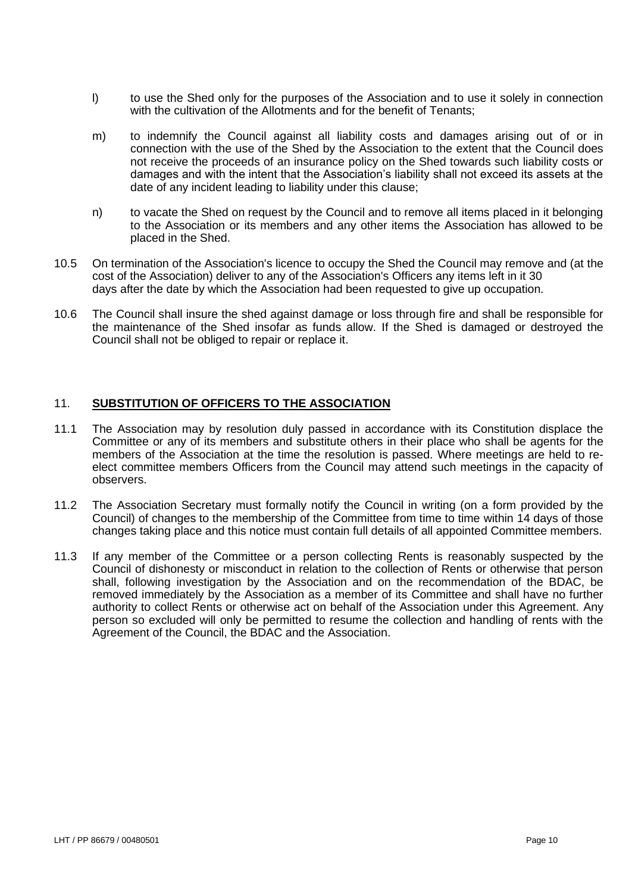l) to use the Shed only for the purposes of the Association and to use it solely in connection with the cultivation of the Allotments and for the benefit of Tenants;

m) to indemnify the Council against all liability costs and damages arising out of or in connection with the use of the Shed by the Association to the extent that the Council does not receive the proceeds of an insurance policy on the Shed towards such liability costs or damages and with the intent that the Association's liability shall not exceed its assets at the date of any incident leading to liability under this clause;

n) to vacate the Shed on request by the Council and to remove all items placed in it belonging to the Association or its members and any other items the Association has allowed to be placed in the Shed.

10.5 On termination of the Association's licence to occupy the Shed the Council may remove and (at the cost of the Association) deliver to any of the Association's Officers any items left in it 30 days after the date by which the Association had been requested to give up occupation.

10.6 The Council shall insure the shed against damage or loss through fire and shall be responsible for the maintenance of the Shed insofar as funds allow. If the Shed is damaged or destroyed the Council shall not be obliged to repair or replace it.

## 11. **SUBSTITUTION OF OFFICERS TO THE ASSOCIATION**

11.1 The Association may by resolution duly passed in accordance with its Constitution displace the Committee or any of its members and substitute others in their place who shall be agents for the members of the Association at the time the resolution is passed. Where meetings are held to re-elect committee members Officers from the Council may attend such meetings in the capacity of observers.

11.2 The Association Secretary must formally notify the Council in writing (on a form provided by the Council) of changes to the membership of the Committee from time to time within 14 days of those changes taking place and this notice must contain full details of all appointed Committee members.

11.3 If any member of the Committee or a person collecting Rents is reasonably suspected by the Council of dishonesty or misconduct in relation to the collection of Rents or otherwise that person shall, following investigation by the Association and on the recommendation of the BDAC, be removed immediately by the Association as a member of its Committee and shall have no further authority to collect Rents or otherwise act on behalf of the Association under this Agreement. Any person so excluded will only be permitted to resume the collection and handling of rents with the Agreement of the Council, the BDAC and the Association.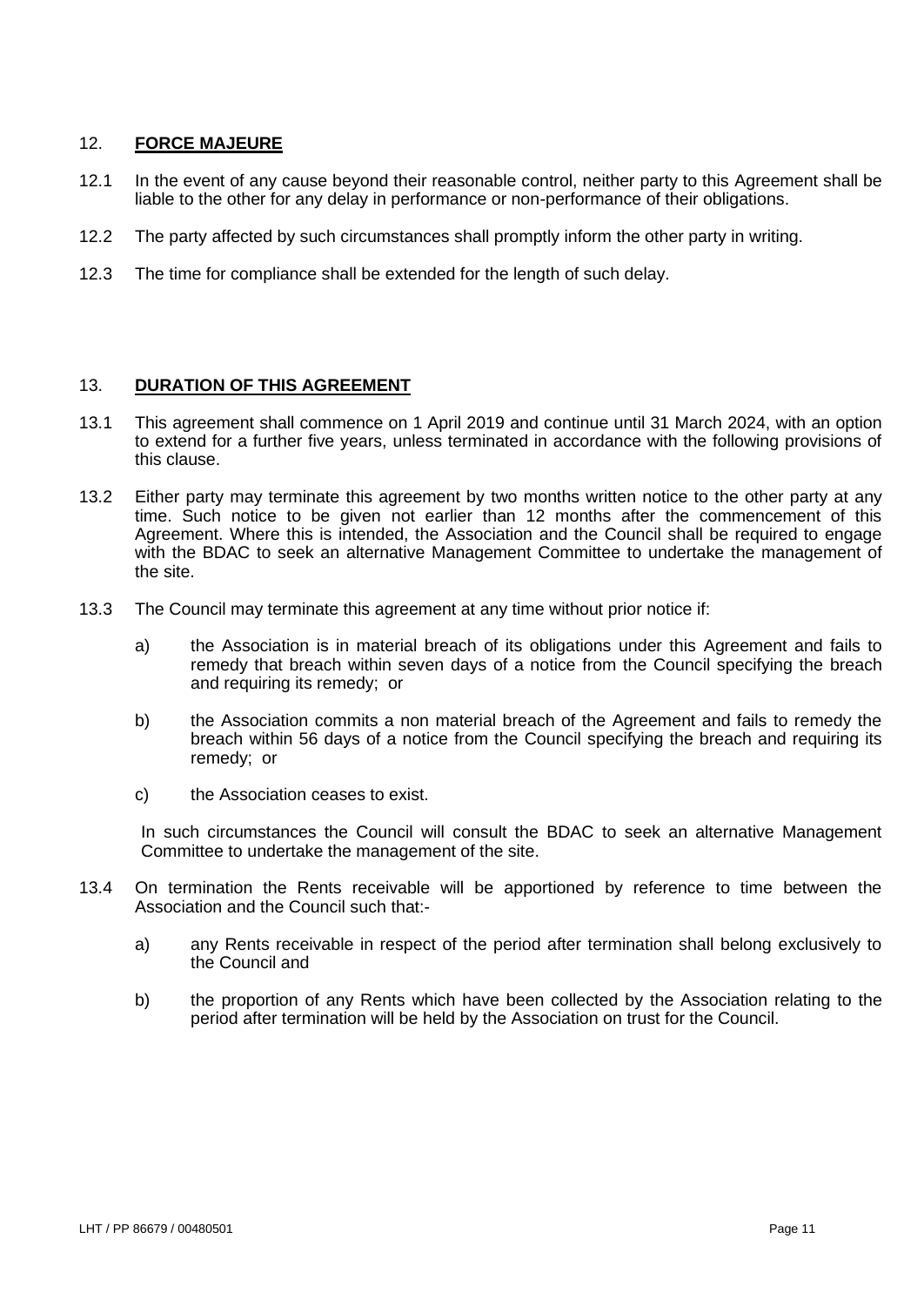## 12. **FORCE MAJEURE**

12.1 In the event of any cause beyond their reasonable control, neither party to this Agreement shall be liable to the other for any delay in performance or non-performance of their obligations.

12.2 The party affected by such circumstances shall promptly inform the other party in writing.

12.3 The time for compliance shall be extended for the length of such delay.

## 13. **DURATION OF THIS AGREEMENT**

13.1 This agreement shall commence on 1 April 2019 and continue until 31 March 2024, with an option to extend for a further five years, unless terminated in accordance with the following provisions of this clause.

13.2 Either party may terminate this agreement by two months written notice to the other party at any time. Such notice to be given not earlier than 12 months after the commencement of this Agreement. Where this is intended, the Association and the Council shall be required to engage with the BDAC to seek an alternative Management Committee to undertake the management of the site.

13.3 The Council may terminate this agreement at any time without prior notice if:

a) the Association is in material breach of its obligations under this Agreement and fails to remedy that breach within seven days of a notice from the Council specifying the breach and requiring its remedy; or

b) the Association commits a non material breach of the Agreement and fails to remedy the breach within 56 days of a notice from the Council specifying the breach and requiring its remedy; or

c) the Association ceases to exist.

In such circumstances the Council will consult the BDAC to seek an alternative Management Committee to undertake the management of the site.

13.4 On termination the Rents receivable will be apportioned by reference to time between the Association and the Council such that:-

a) any Rents receivable in respect of the period after termination shall belong exclusively to the Council and

b) the proportion of any Rents which have been collected by the Association relating to the period after termination will be held by the Association on trust for the Council.

LHT / PP 86679 / 00480501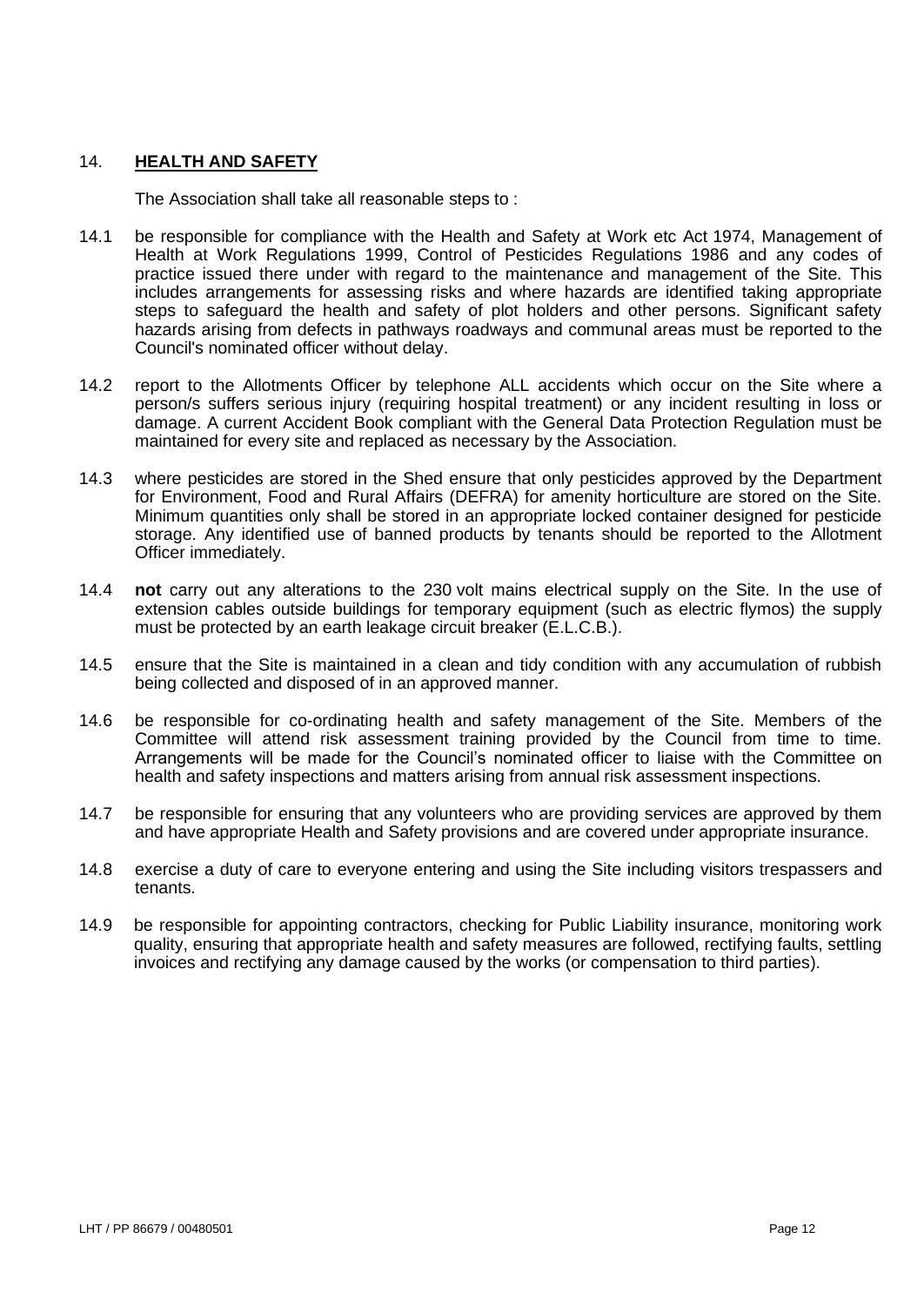## 14. **HEALTH AND SAFETY**

The Association shall take all reasonable steps to :

14.1 be responsible for compliance with the Health and Safety at Work etc Act 1974, Management of Health at Work Regulations 1999, Control of Pesticides Regulations 1986 and any codes of practice issued there under with regard to the maintenance and management of the Site. This includes arrangements for assessing risks and where hazards are identified taking appropriate steps to safeguard the health and safety of plot holders and other persons. Significant safety hazards arising from defects in pathways roadways and communal areas must be reported to the Council's nominated officer without delay.

14.2 report to the Allotments Officer by telephone ALL accidents which occur on the Site where a person/s suffers serious injury (requiring hospital treatment) or any incident resulting in loss or damage. A current Accident Book compliant with the General Data Protection Regulation must be maintained for every site and replaced as necessary by the Association.

14.3 where pesticides are stored in the Shed ensure that only pesticides approved by the Department for Environment, Food and Rural Affairs (DEFRA) for amenity horticulture are stored on the Site. Minimum quantities only shall be stored in an appropriate locked container designed for pesticide storage. Any identified use of banned products by tenants should be reported to the Allotment Officer immediately.

14.4 **not** carry out any alterations to the 230 volt mains electrical supply on the Site. In the use of extension cables outside buildings for temporary equipment (such as electric flymos) the supply must be protected by an earth leakage circuit breaker (E.L.C.B.).

14.5 ensure that the Site is maintained in a clean and tidy condition with any accumulation of rubbish being collected and disposed of in an approved manner.

14.6 be responsible for co-ordinating health and safety management of the Site. Members of the Committee will attend risk assessment training provided by the Council from time to time. Arrangements will be made for the Council's nominated officer to liaise with the Committee on health and safety inspections and matters arising from annual risk assessment inspections.

14.7 be responsible for ensuring that any volunteers who are providing services are approved by them and have appropriate Health and Safety provisions and are covered under appropriate insurance.

14.8 exercise a duty of care to everyone entering and using the Site including visitors trespassers and tenants.

14.9 be responsible for appointing contractors, checking for Public Liability insurance, monitoring work quality, ensuring that appropriate health and safety measures are followed, rectifying faults, settling invoices and rectifying any damage caused by the works (or compensation to third parties).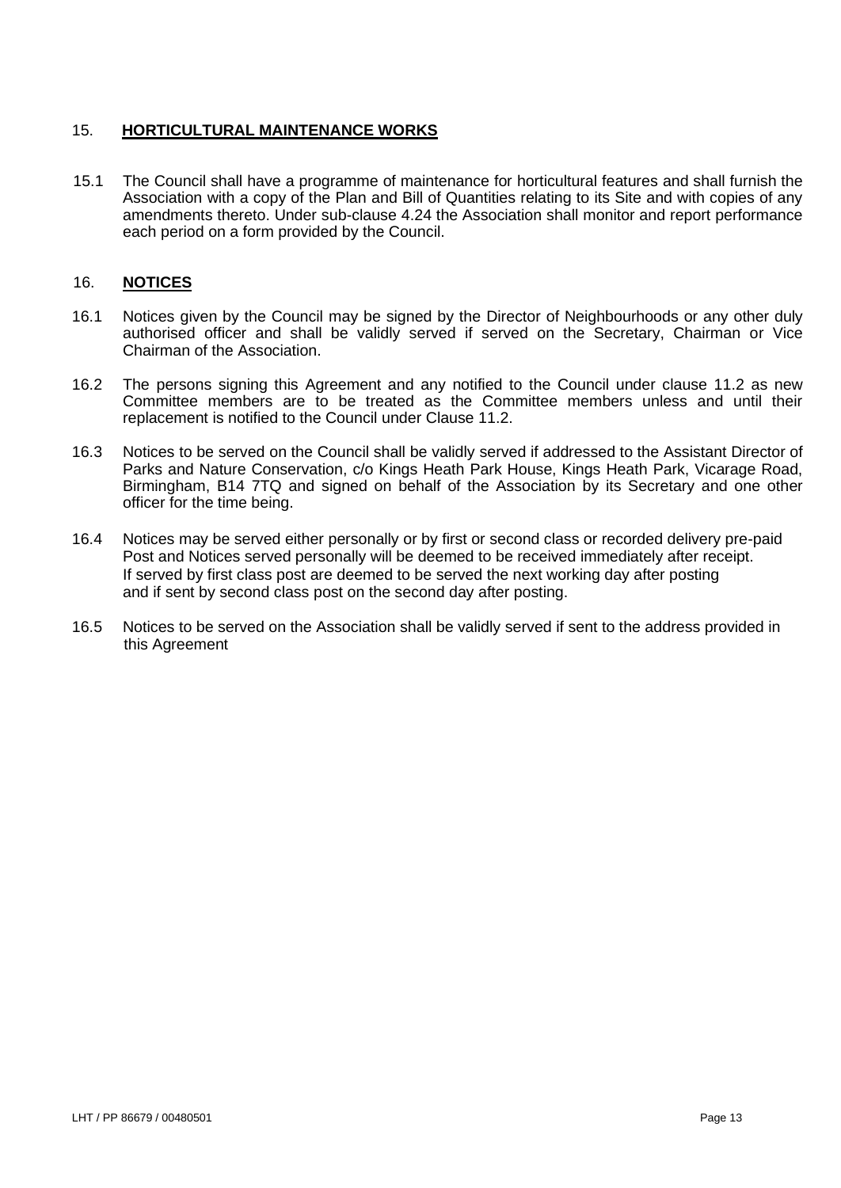## 15. HORTICULTURAL MAINTENANCE WORKS

15.1 The Council shall have a programme of maintenance for horticultural features and shall furnish the Association with a copy of the Plan and Bill of Quantities relating to its Site and with copies of any amendments thereto. Under sub-clause 4.24 the Association shall monitor and report performance each period on a form provided by the Council.

## 16. NOTICES

16.1 Notices given by the Council may be signed by the Director of Neighbourhoods or any other duly authorised officer and shall be validly served if served on the Secretary, Chairman or Vice Chairman of the Association.

16.2 The persons signing this Agreement and any notified to the Council under clause 11.2 as new Committee members are to be treated as the Committee members unless and until their replacement is notified to the Council under Clause 11.2.

16.3 Notices to be served on the Council shall be validly served if addressed to the Assistant Director of Parks and Nature Conservation, c/o Kings Heath Park House, Kings Heath Park, Vicarage Road, Birmingham, B14 7TQ and signed on behalf of the Association by its Secretary and one other officer for the time being.

16.4 Notices may be served either personally or by first or second class or recorded delivery pre-paid Post and Notices served personally will be deemed to be received immediately after receipt. If served by first class post are deemed to be served the next working day after posting and if sent by second class post on the second day after posting.

16.5 Notices to be served on the Association shall be validly served if sent to the address provided in this Agreement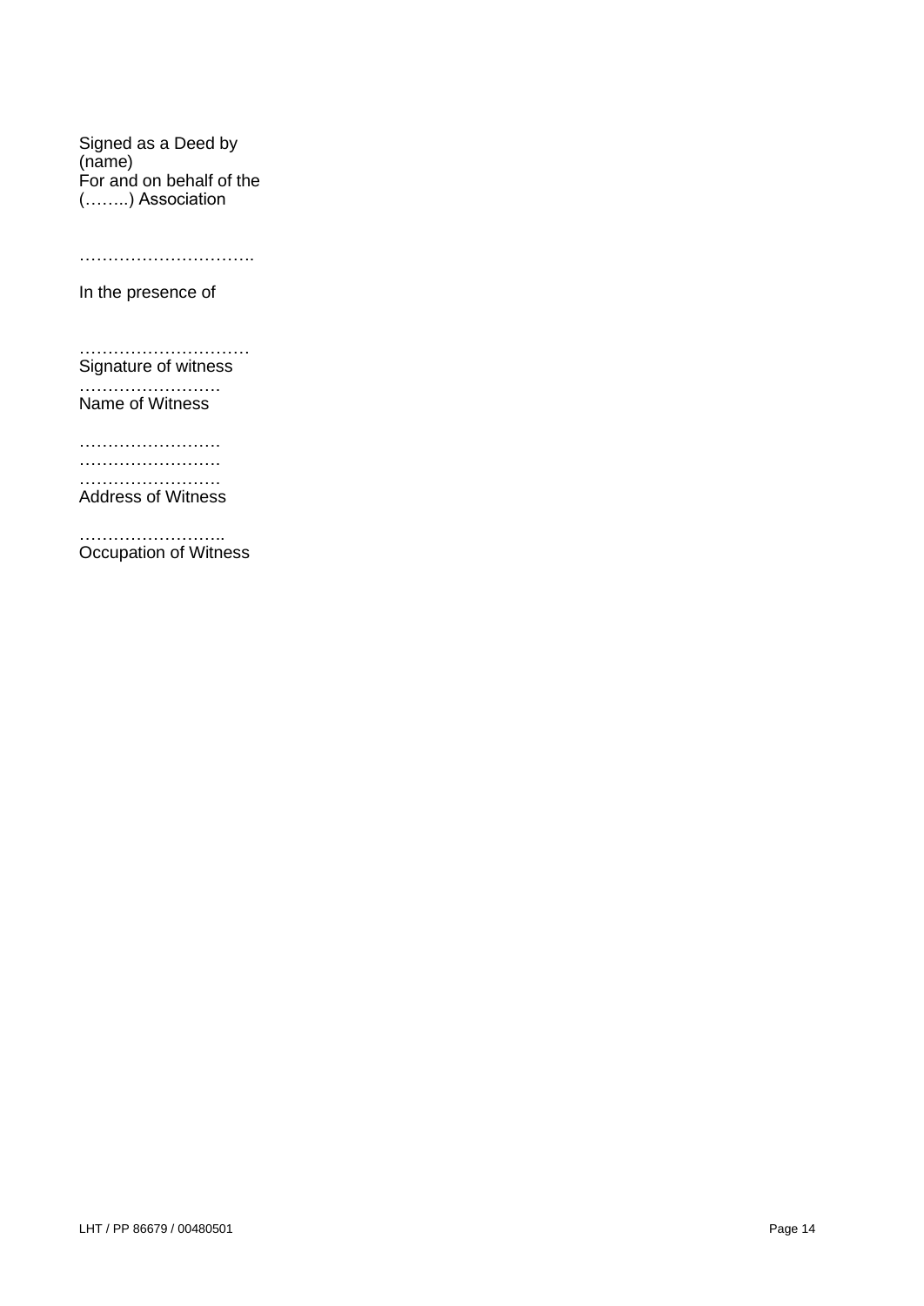Signed as a Deed by
(name)
For and on behalf of the
(……..) Association

…………………………..

In the presence of

…………………………
Signature of witness

…………………….
Name of Witness

…………………….
…………………….
…………………….
Address of Witness

……………………..
Occupation of Witness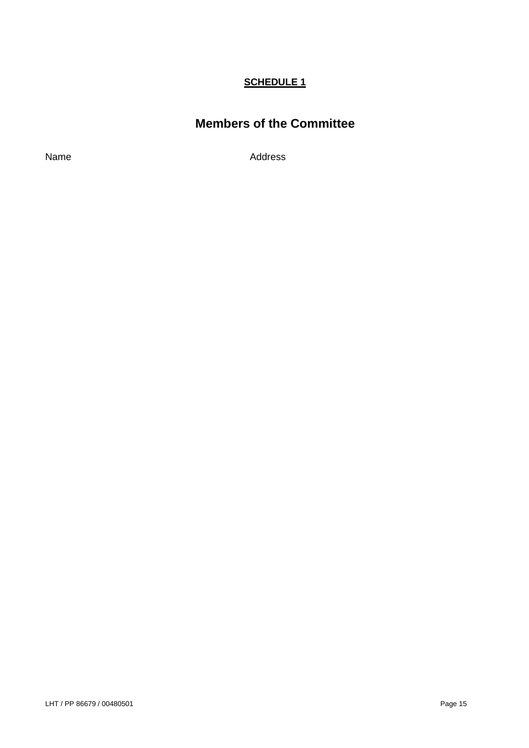**SCHEDULE 1**

# Members of the Committee

| Name | Address |
| --- | --- |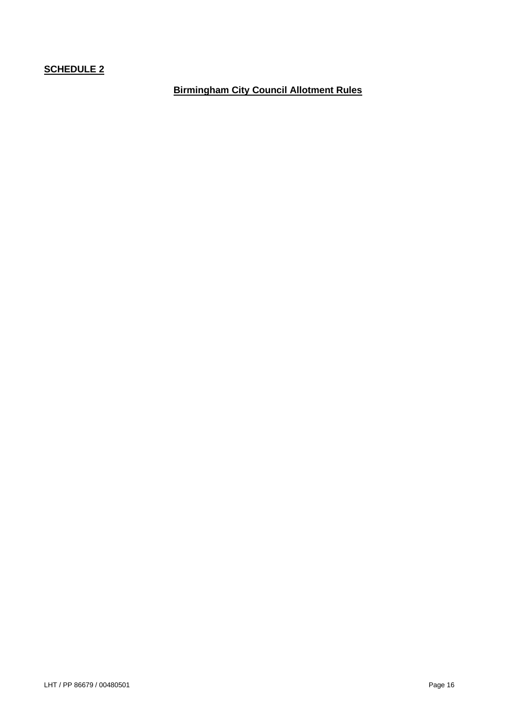**SCHEDULE 2**

**Birmingham City Council Allotment Rules**